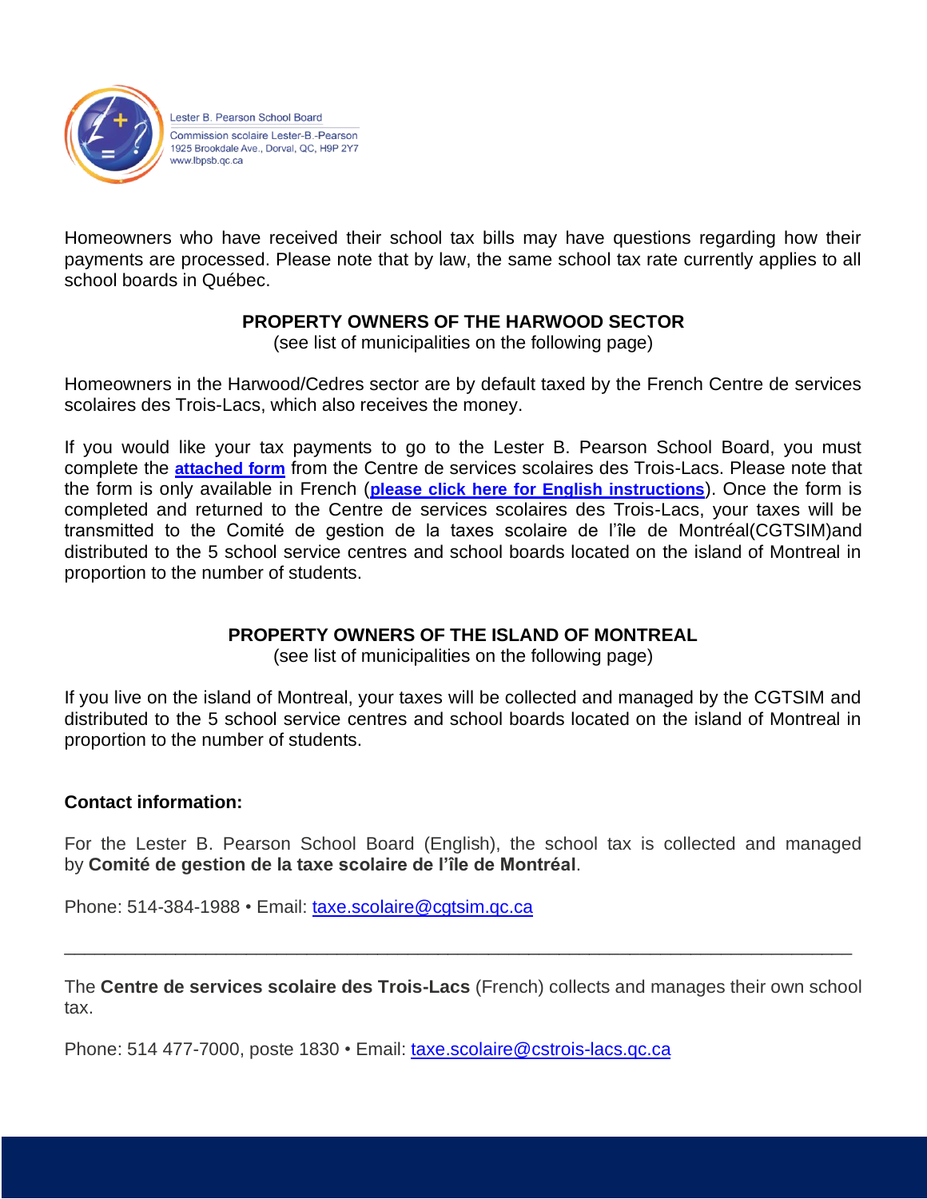Lester B. Pearson School Board
Commission scolaire Lester-B.-Pearson
1925 Brookdale Ave., Dorval, QC, H9P 2Y7
www.lbpsb.qc.ca

Homeowners who have received their school tax bills may have questions regarding how their payments are processed. Please note that by law, the same school tax rate currently applies to all school boards in Québec.

## PROPERTY OWNERS OF THE HARWOOD SECTOR

(see list of municipalities on the following page)

Homeowners in the Harwood/Cedres sector are by default taxed by the French Centre de services scolaires des Trois-Lacs, which also receives the money.

If you would like your tax payments to go to the Lester B. Pearson School Board, you must complete the **attached form** from the Centre de services scolaires des Trois-Lacs. Please note that the form is only available in French (**please click here for English instructions**). Once the form is completed and returned to the Centre de services scolaires des Trois-Lacs, your taxes will be transmitted to the Comité de gestion de la taxes scolaire de l'île de Montréal(CGTSIM)and distributed to the 5 school service centres and school boards located on the island of Montreal in proportion to the number of students.

## PROPERTY OWNERS OF THE ISLAND OF MONTREAL

(see list of municipalities on the following page)

If you live on the island of Montreal, your taxes will be collected and managed by the CGTSIM and distributed to the 5 school service centres and school boards located on the island of Montreal in proportion to the number of students.

**Contact information:**

For the Lester B. Pearson School Board (English), the school tax is collected and managed by **Comité de gestion de la taxe scolaire de l'île de Montréal**.

Phone: 514-384-1988 • Email: taxe.scolaire@cgtsim.qc.ca

---

The **Centre de services scolaire des Trois-Lacs** (French) collects and manages their own school tax.

Phone: 514 477-7000, poste 1830 • Email: taxe.scolaire@cstrois-lacs.qc.ca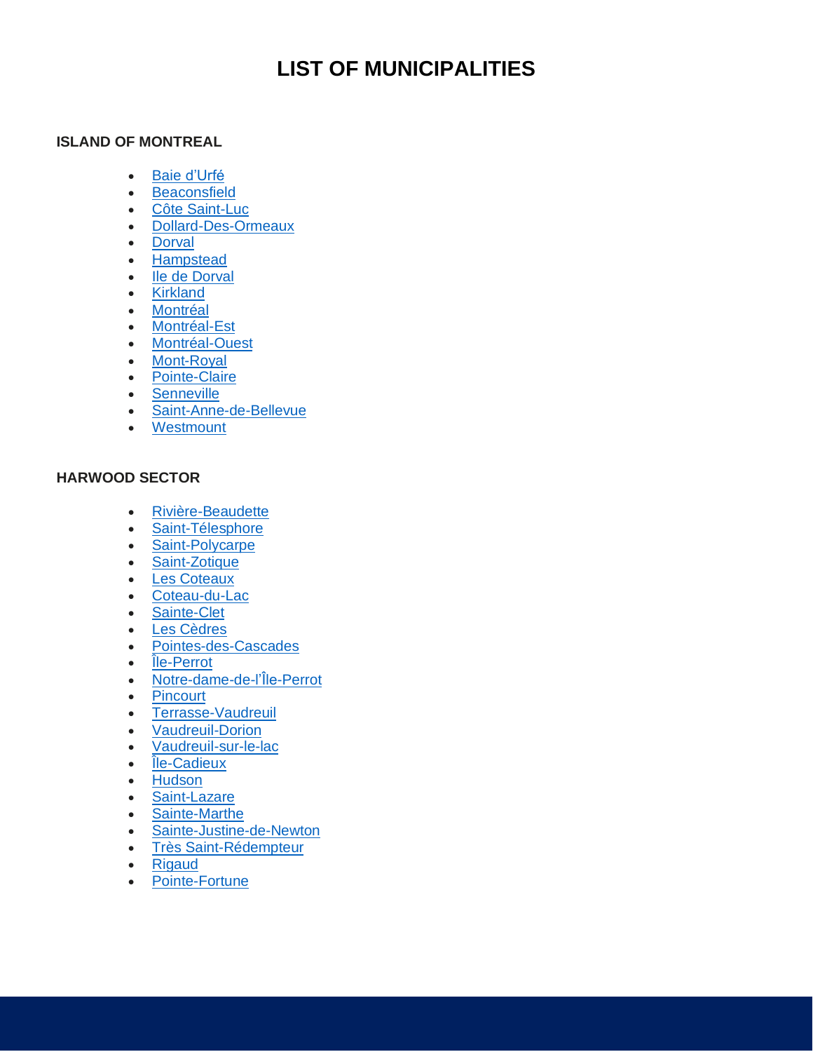# LIST OF MUNICIPALITIES

### ISLAND OF MONTREAL

- Baie d'Urfé
- Beaconsfield
- Côte Saint-Luc
- Dollard-Des-Ormeaux
- Dorval
- Hampstead
- Ile de Dorval
- Kirkland
- Montréal
- Montréal-Est
- Montréal-Ouest
- Mont-Royal
- Pointe-Claire
- Senneville
- Saint-Anne-de-Bellevue
- Westmount

### HARWOOD SECTOR

- Rivière-Beaudette
- Saint-Télesphore
- Saint-Polycarpe
- Saint-Zotique
- Les Coteaux
- Coteau-du-Lac
- Sainte-Clet
- Les Cèdres
- Pointes-des-Cascades
- Île-Perrot
- Notre-dame-de-l'Île-Perrot
- Pincourt
- Terrasse-Vaudreuil
- Vaudreuil-Dorion
- Vaudreuil-sur-le-lac
- Île-Cadieux
- Hudson
- Saint-Lazare
- Sainte-Marthe
- Sainte-Justine-de-Newton
- Très Saint-Rédempteur
- Rigaud
- Pointe-Fortune